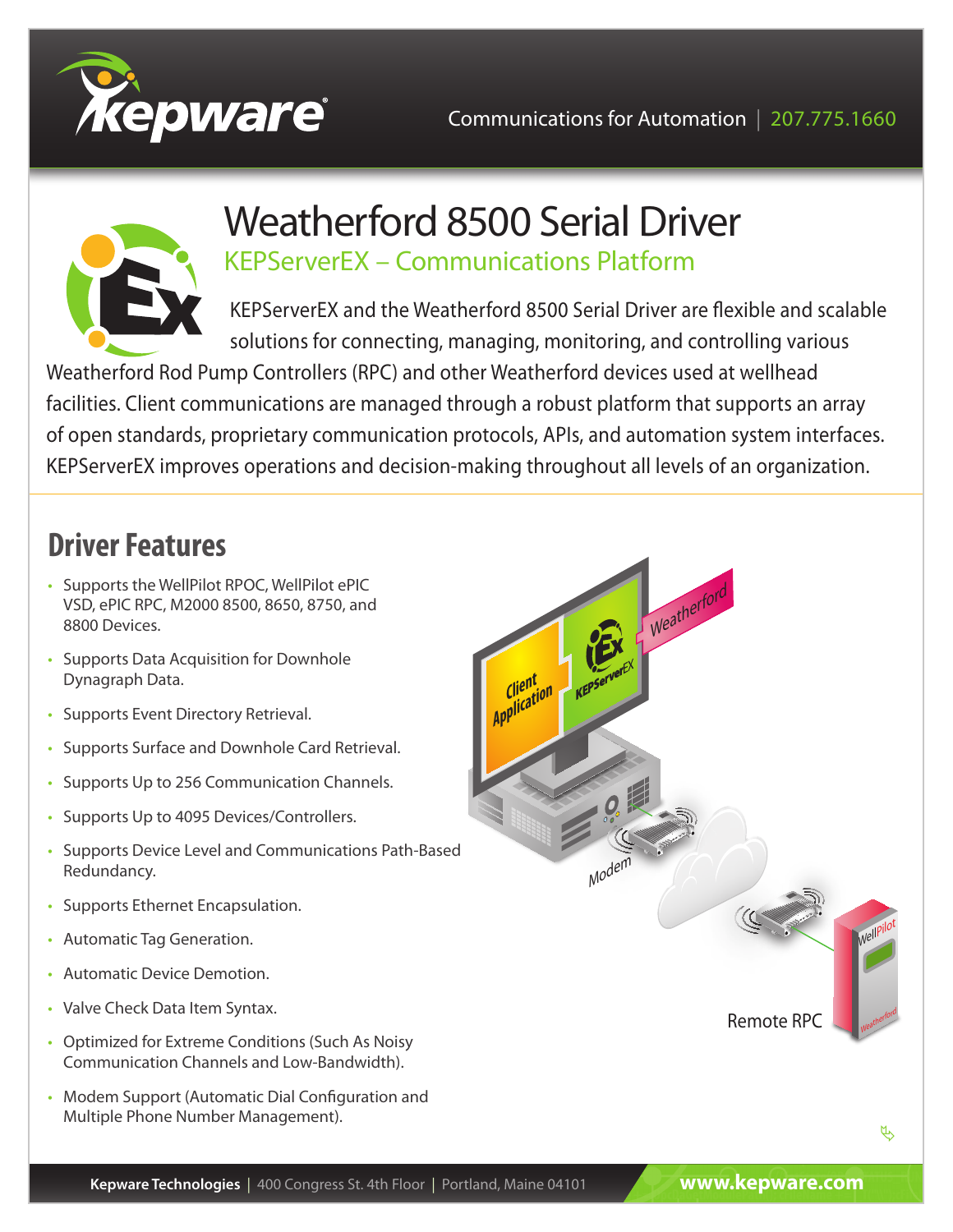# Weatherford 8500 Serial Driver

## KEPServerEX – Communications Platform

KEPServerEX and the Weatherford 8500 Serial Driver are flexible and scalable solutions for connecting, managing, monitoring, and controlling various Weatherford Rod Pump Controllers (RPC) and other Weatherford devices used at wellhead facilities. Client communications are managed through a robust platform that supports an array of open standards, proprietary communication protocols, APIs, and automation system interfaces. KEPServerEX improves operations and decision-making throughout all levels of an organization.

## Driver Features

- Supports the WellPilot RPOC, WellPilot ePIC VSD, ePIC RPC, M2000 8500, 8650, 8750, and 8800 Devices.
- Supports Data Acquisition for Downhole Dynagraph Data.
- Supports Event Directory Retrieval.
- Supports Surface and Downhole Card Retrieval.
- Supports Up to 256 Communication Channels.
- Supports Up to 4095 Devices/Controllers.
- Supports Device Level and Communications Path-Based Redundancy.
- Supports Ethernet Encapsulation.
- Automatic Tag Generation.
- Automatic Device Demotion.
- Valve Check Data Item Syntax.
- Optimized for Extreme Conditions (Such As Noisy Communication Channels and Low-Bandwidth).
- Modem Support (Automatic Dial Configuration and Multiple Phone Number Management).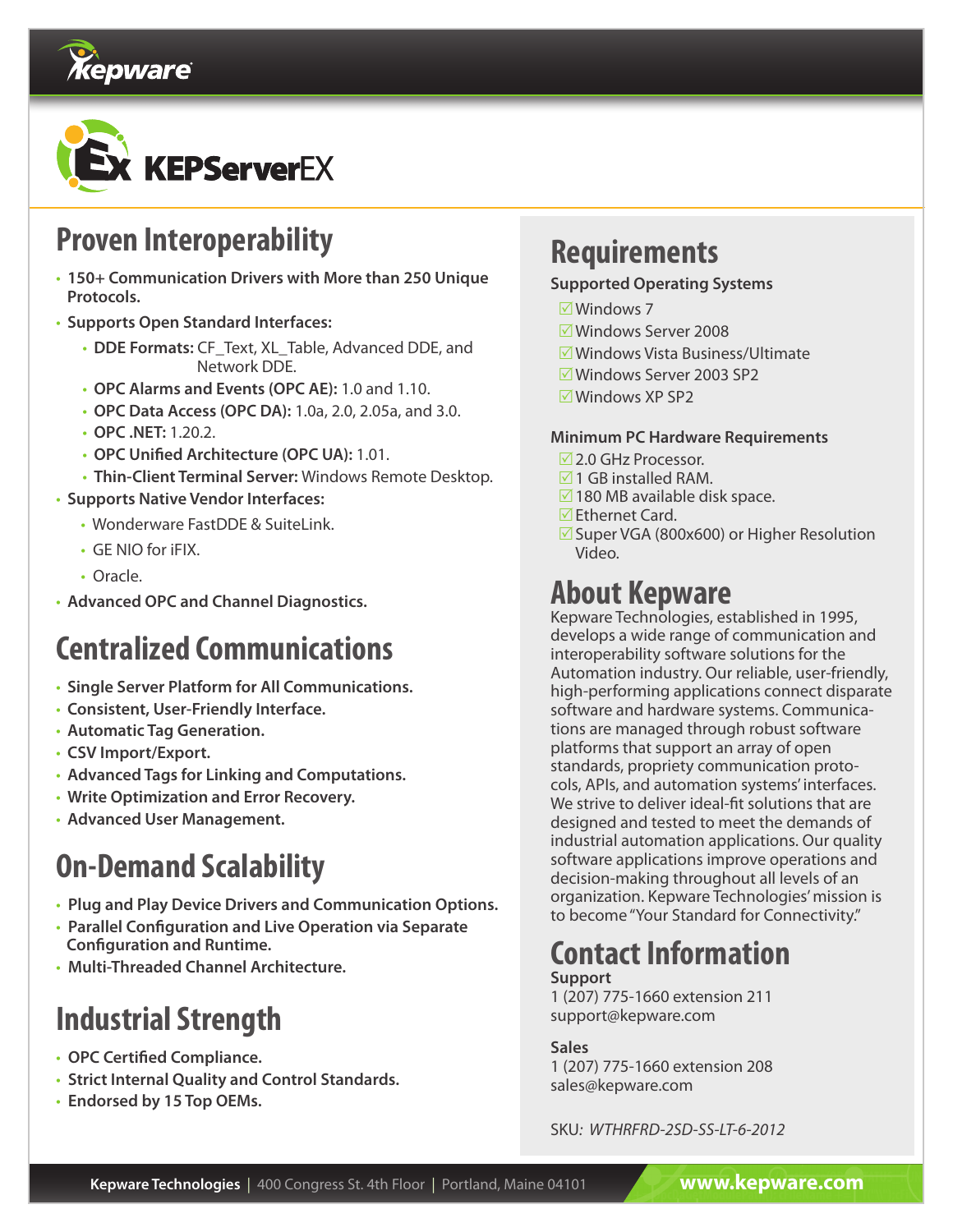# KEPServerEX

## Proven Interoperability

- **150+ Communication Drivers with More than 250 Unique Protocols.**
- **Supports Open Standard Interfaces:**
  - **DDE Formats:** CF_Text, XL_Table, Advanced DDE, and Network DDE.
  - **OPC Alarms and Events (OPC AE):** 1.0 and 1.10.
  - **OPC Data Access (OPC DA):** 1.0a, 2.0, 2.05a, and 3.0.
  - **OPC .NET:** 1.20.2.
  - **OPC Unified Architecture (OPC UA):** 1.01.
  - **Thin-Client Terminal Server:** Windows Remote Desktop.
- **Supports Native Vendor Interfaces:**
  - Wonderware FastDDE & SuiteLink.
  - GE NIO for iFIX.
  - Oracle.
- **Advanced OPC and Channel Diagnostics.**

## Centralized Communications

- **Single Server Platform for All Communications.**
- **Consistent, User-Friendly Interface.**
- **Automatic Tag Generation.**
- **CSV Import/Export.**
- **Advanced Tags for Linking and Computations.**
- **Write Optimization and Error Recovery.**
- **Advanced User Management.**

## On-Demand Scalability

- **Plug and Play Device Drivers and Communication Options.**
- **Parallel Configuration and Live Operation via Separate Configuration and Runtime.**
- **Multi-Threaded Channel Architecture.**

## Industrial Strength

- **OPC Certified Compliance.**
- **Strict Internal Quality and Control Standards.**
- **Endorsed by 15 Top OEMs.**

## Requirements

**Supported Operating Systems**

- ☑ Windows 7
- ☑ Windows Server 2008
- ☑ Windows Vista Business/Ultimate
- ☑ Windows Server 2003 SP2
- ☑ Windows XP SP2

**Minimum PC Hardware Requirements**

- ☑ 2.0 GHz Processor.
- ☑ 1 GB installed RAM.
- ☑ 180 MB available disk space.
- ☑ Ethernet Card.
- ☑ Super VGA (800x600) or Higher Resolution Video.

## About Kepware

Kepware Technologies, established in 1995, develops a wide range of communication and interoperability software solutions for the Automation industry. Our reliable, user-friendly, high-performing applications connect disparate software and hardware systems. Communications are managed through robust software platforms that support an array of open standards, propriety communication protocols, APIs, and automation systems' interfaces. We strive to deliver ideal-fit solutions that are designed and tested to meet the demands of industrial automation applications. Our quality software applications improve operations and decision-making throughout all levels of an organization. Kepware Technologies' mission is to become "Your Standard for Connectivity."

## Contact Information

**Support**
1 (207) 775-1660 extension 211
support@kepware.com

**Sales**
1 (207) 775-1660 extension 208
sales@kepware.com

SKU: *WTHRFRD-2SD-SS-LT-6-2012*

**Kepware Technologies** | 400 Congress St. 4th Floor | Portland, Maine 04101 **www.kepware.com**